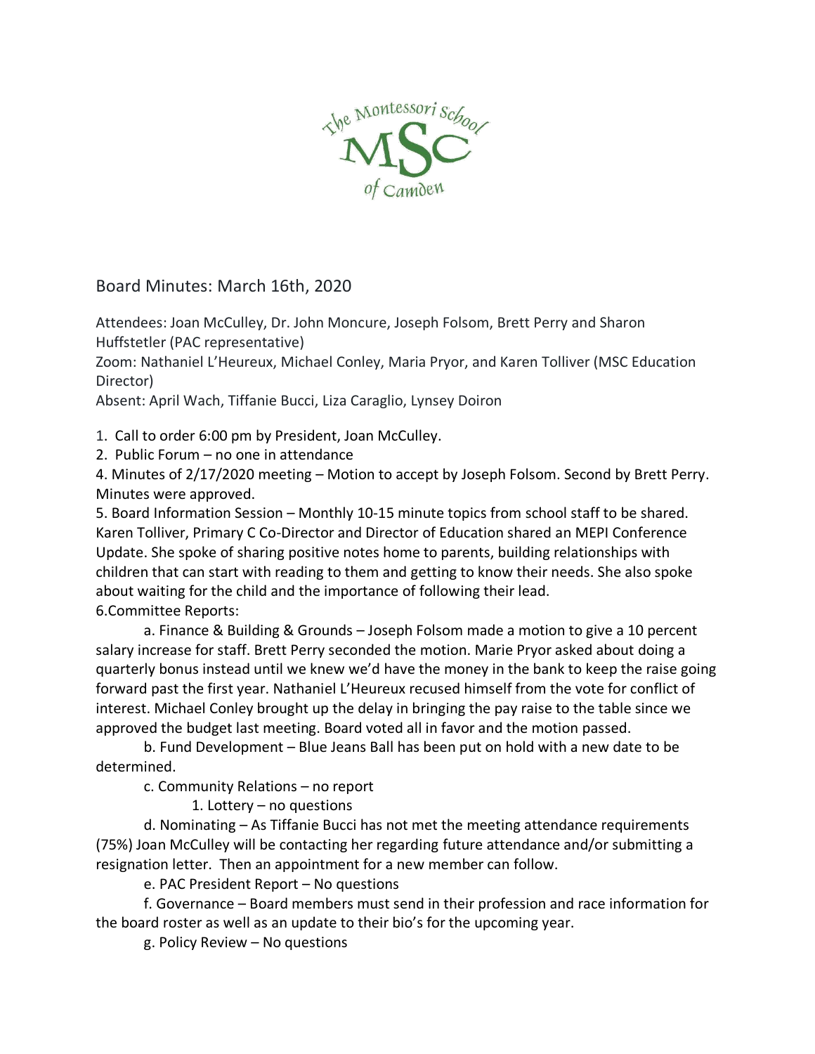The Montessori School

MSC

of Camden

## Board Minutes: March 16th, 2020

Attendees: Joan McCulley, Dr. John Moncure, Joseph Folsom, Brett Perry and Sharon Huffstetler (PAC representative)
Zoom: Nathaniel L'Heureux, Michael Conley, Maria Pryor, and Karen Tolliver (MSC Education Director)
Absent: April Wach, Tiffanie Bucci, Liza Caraglio, Lynsey Doiron

1. Call to order 6:00 pm by President, Joan McCulley.
2. Public Forum – no one in attendance
4. Minutes of 2/17/2020 meeting – Motion to accept by Joseph Folsom. Second by Brett Perry. Minutes were approved.
5. Board Information Session – Monthly 10-15 minute topics from school staff to be shared. Karen Tolliver, Primary C Co-Director and Director of Education shared an MEPI Conference Update. She spoke of sharing positive notes home to parents, building relationships with children that can start with reading to them and getting to know their needs. She also spoke about waiting for the child and the importance of following their lead.
6.Committee Reports:

a. Finance & Building & Grounds – Joseph Folsom made a motion to give a 10 percent salary increase for staff. Brett Perry seconded the motion. Marie Pryor asked about doing a quarterly bonus instead until we knew we'd have the money in the bank to keep the raise going forward past the first year. Nathaniel L'Heureux recused himself from the vote for conflict of interest. Michael Conley brought up the delay in bringing the pay raise to the table since we approved the budget last meeting. Board voted all in favor and the motion passed.

b. Fund Development – Blue Jeans Ball has been put on hold with a new date to be determined.

c. Community Relations – no report

1. Lottery – no questions

d. Nominating – As Tiffanie Bucci has not met the meeting attendance requirements (75%) Joan McCulley will be contacting her regarding future attendance and/or submitting a resignation letter. Then an appointment for a new member can follow.

e. PAC President Report – No questions

f. Governance – Board members must send in their profession and race information for the board roster as well as an update to their bio's for the upcoming year.

g. Policy Review – No questions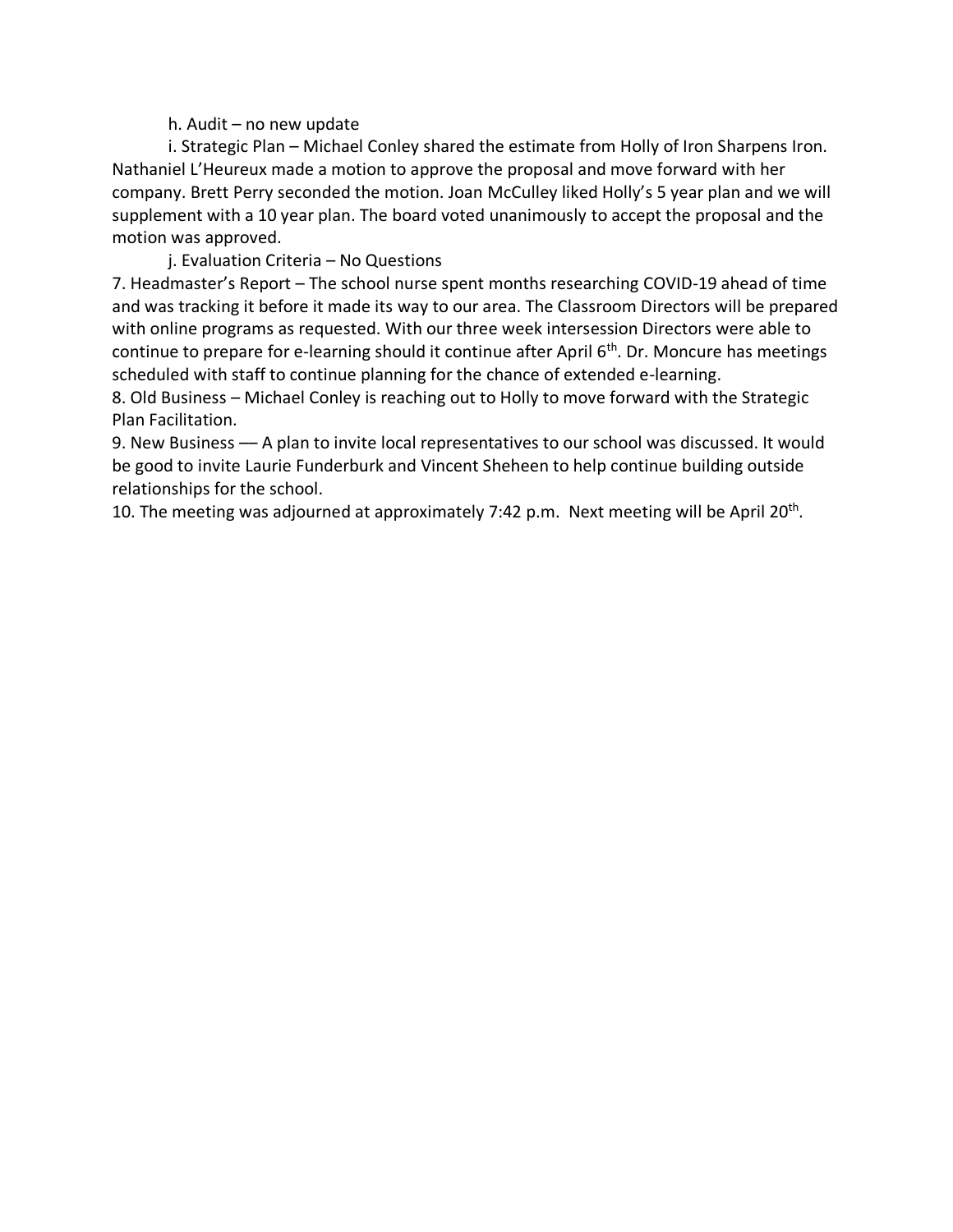h. Audit – no new update

i. Strategic Plan – Michael Conley shared the estimate from Holly of Iron Sharpens Iron. Nathaniel L'Heureux made a motion to approve the proposal and move forward with her company. Brett Perry seconded the motion. Joan McCulley liked Holly's 5 year plan and we will supplement with a 10 year plan. The board voted unanimously to accept the proposal and the motion was approved.

j. Evaluation Criteria – No Questions

7. Headmaster's Report – The school nurse spent months researching COVID-19 ahead of time and was tracking it before it made its way to our area. The Classroom Directors will be prepared with online programs as requested. With our three week intersession Directors were able to continue to prepare for e-learning should it continue after April 6th. Dr. Moncure has meetings scheduled with staff to continue planning for the chance of extended e-learning.

8. Old Business – Michael Conley is reaching out to Holly to move forward with the Strategic Plan Facilitation.

9. New Business –– A plan to invite local representatives to our school was discussed. It would be good to invite Laurie Funderburk and Vincent Sheheen to help continue building outside relationships for the school.

10. The meeting was adjourned at approximately 7:42 p.m. Next meeting will be April 20th.